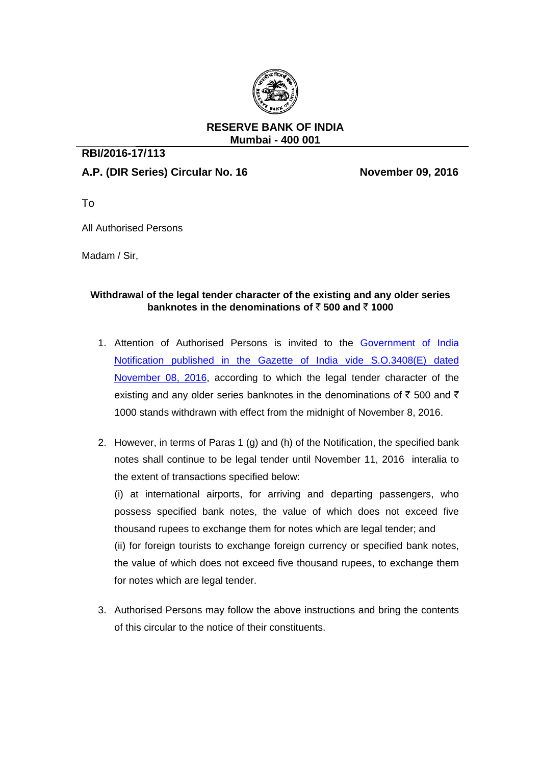**RESERVE BANK OF INDIA**
**Mumbai - 400 001**

**RBI/2016-17/113**

**A.P. (DIR Series) Circular No. 16** **November 09, 2016**

To

All Authorised Persons

Madam / Sir,

**Withdrawal of the legal tender character of the existing and any older series banknotes in the denominations of ₹ 500 and ₹ 1000**

1. Attention of Authorised Persons is invited to the Government of India Notification published in the Gazette of India vide S.O.3408(E) dated November 08, 2016, according to which the legal tender character of the existing and any older series banknotes in the denominations of ₹ 500 and ₹ 1000 stands withdrawn with effect from the midnight of November 8, 2016.

2. However, in terms of Paras 1 (g) and (h) of the Notification, the specified bank notes shall continue to be legal tender until November 11, 2016 interalia to the extent of transactions specified below:

   (i) at international airports, for arriving and departing passengers, who possess specified bank notes, the value of which does not exceed five thousand rupees to exchange them for notes which are legal tender; and

   (ii) for foreign tourists to exchange foreign currency or specified bank notes, the value of which does not exceed five thousand rupees, to exchange them for notes which are legal tender.

3. Authorised Persons may follow the above instructions and bring the contents of this circular to the notice of their constituents.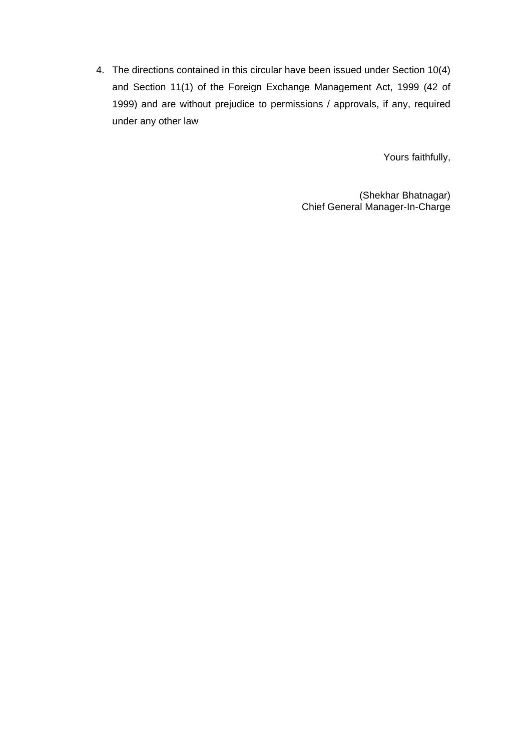4. The directions contained in this circular have been issued under Section 10(4) and Section 11(1) of the Foreign Exchange Management Act, 1999 (42 of 1999) and are without prejudice to permissions / approvals, if any, required under any other law

Yours faithfully,

(Shekhar Bhatnagar)
Chief General Manager-In-Charge